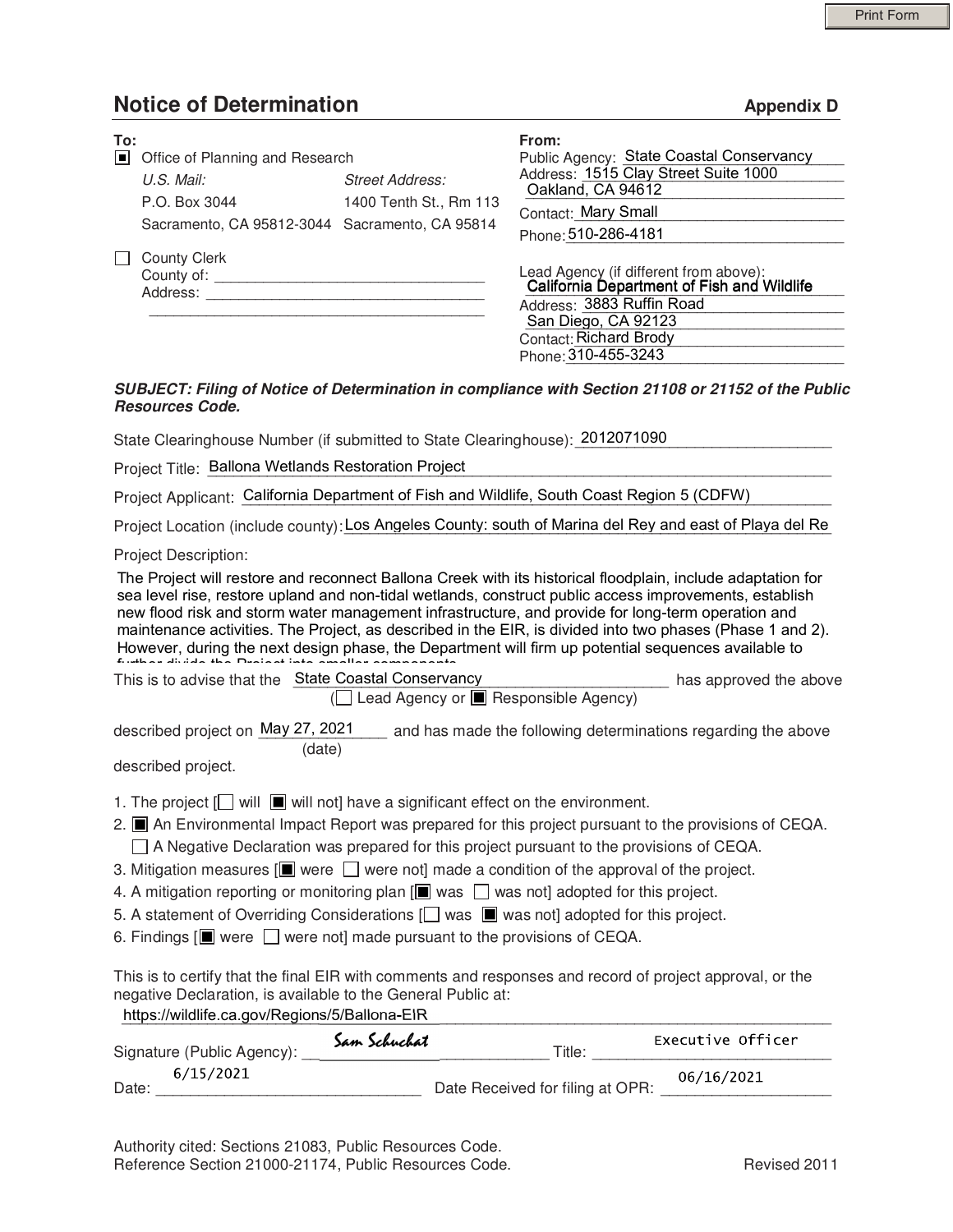# Notice of Determination

**Appendix D**

**To:**

■ Office of Planning and Research

*U.S. Mail:* P.O. Box 3044, Sacramento, CA 95812-3044

*Street Address:* 1400 Tenth St., Rm 113, Sacramento, CA 95814

☐ County Clerk
County of: ______________________
Address: ______________________

**From:**

Public Agency: State Coastal Conservancy
Address: 1515 Clay Street Suite 1000
Oakland, CA 94612
Contact: Mary Small
Phone: 510-286-4181

Lead Agency (if different from above):
California Department of Fish and Wildlife
Address: 3883 Ruffin Road
San Diego, CA 92123
Contact: Richard Brody
Phone: 310-455-3243

***SUBJECT: Filing of Notice of Determination in compliance with Section 21108 or 21152 of the Public Resources Code.***

State Clearinghouse Number (if submitted to State Clearinghouse): 2012071090

Project Title: Ballona Wetlands Restoration Project

Project Applicant: California Department of Fish and Wildlife, South Coast Region 5 (CDFW)

Project Location (include county): Los Angeles County: south of Marina del Rey and east of Playa del Re

Project Description:

The Project will restore and reconnect Ballona Creek with its historical floodplain, include adaptation for sea level rise, restore upland and non-tidal wetlands, construct public access improvements, establish new flood risk and storm water management infrastructure, and provide for long-term operation and maintenance activities. The Project, as described in the EIR, is divided into two phases (Phase 1 and 2). However, during the next design phase, the Department will firm up potential sequences available to further divide the Project into smaller components.

This is to advise that the State Coastal Conservancy has approved the above
(☐ Lead Agency or ■ Responsible Agency)

described project on May 27, 2021 (date) and has made the following determinations regarding the above described project.

1. The project [☐ will ■ will not] have a significant effect on the environment.
2. ■ An Environmental Impact Report was prepared for this project pursuant to the provisions of CEQA.
   ☐ A Negative Declaration was prepared for this project pursuant to the provisions of CEQA.
3. Mitigation measures [■ were ☐ were not] made a condition of the approval of the project.
4. A mitigation reporting or monitoring plan [■ was ☐ was not] adopted for this project.
5. A statement of Overriding Considerations [☐ was ■ was not] adopted for this project.
6. Findings [■ were ☐ were not] made pursuant to the provisions of CEQA.

This is to certify that the final EIR with comments and responses and record of project approval, or the negative Declaration, is available to the General Public at:

https://wildlife.ca.gov/Regions/5/Ballona-EIR

Signature (Public Agency): Sam Schuchat    Title: Executive Officer

Date: 6/15/2021    Date Received for filing at OPR: 06/16/2021

Authority cited: Sections 21083, Public Resources Code.
Reference Section 21000-21174, Public Resources Code.

Revised 2011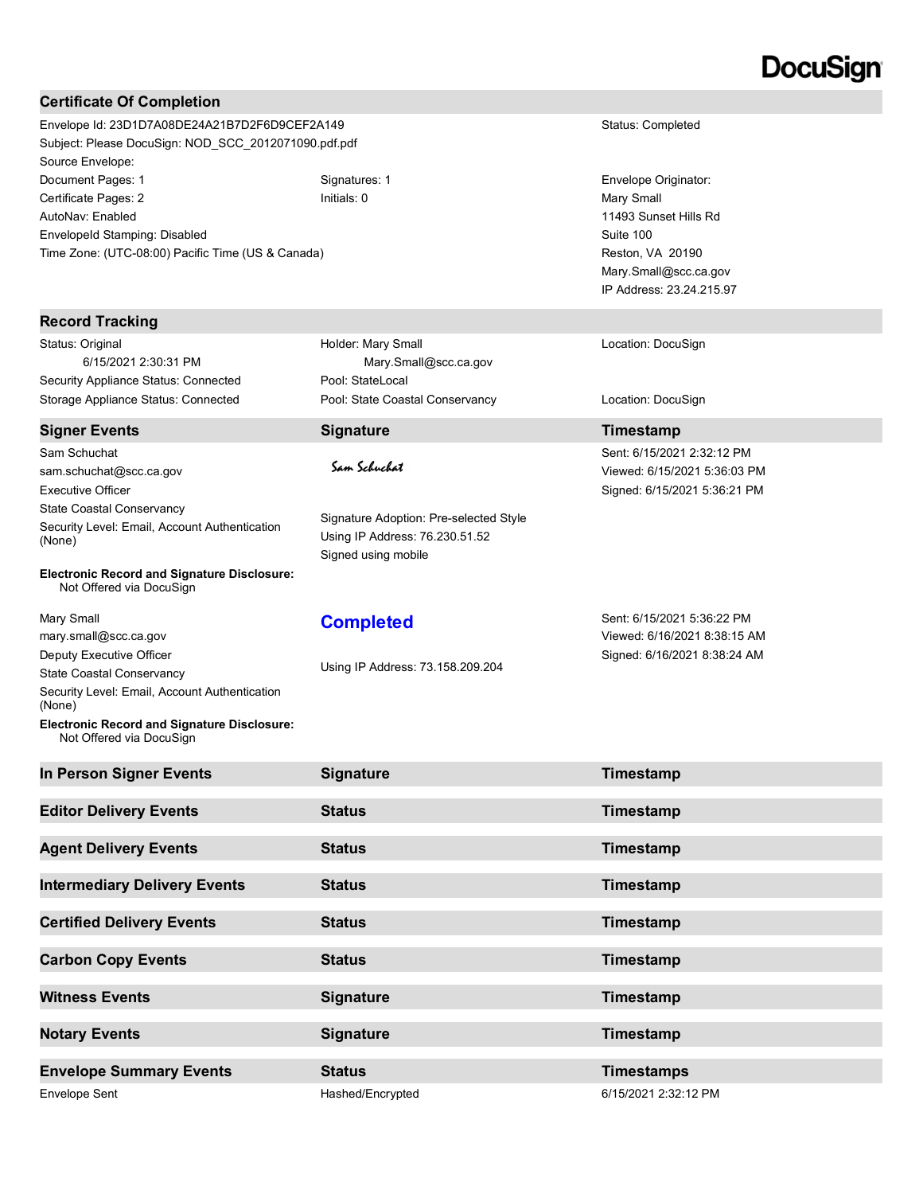DocuSign

## Certificate Of Completion

| | | |
|---|---|---|
| Envelope Id: 23D1D7A08DE24A21B7D2F6D9CEF2A149 | | Status: Completed |
| Subject: Please DocuSign: NOD_SCC_2012071090.pdf.pdf | | |
| Source Envelope: | | |
| Document Pages: 1 | Signatures: 1 | Envelope Originator: |
| Certificate Pages: 2 | Initials: 0 | Mary Small |
| AutoNav: Enabled | | 11493 Sunset Hills Rd |
| EnvelopeId Stamping: Disabled | | Suite 100 |
| Time Zone: (UTC-08:00) Pacific Time (US & Canada) | | Reston, VA 20190 |
| | | Mary.Small@scc.ca.gov |
| | | IP Address: 23.24.215.97 |

## Record Tracking

| | | |
|---|---|---|
| Status: Original<br>6/15/2021 2:30:31 PM | Holder: Mary Small<br>Mary.Small@scc.ca.gov | Location: DocuSign |
| Security Appliance Status: Connected | Pool: StateLocal | |
| Storage Appliance Status: Connected | Pool: State Coastal Conservancy | Location: DocuSign |

## Signer Events

| Signer Events | Signature | Timestamp |
|---|---|---|
| Sam Schuchat<br>sam.schuchat@scc.ca.gov<br>Executive Officer<br>State Coastal Conservancy<br>Security Level: Email, Account Authentication (None)<br>**Electronic Record and Signature Disclosure:**<br>Not Offered via DocuSign | Sam Schuchat<br>Signature Adoption: Pre-selected Style<br>Using IP Address: 76.230.51.52<br>Signed using mobile | Sent: 6/15/2021 2:32:12 PM<br>Viewed: 6/15/2021 5:36:03 PM<br>Signed: 6/15/2021 5:36:21 PM |
| Mary Small<br>mary.small@scc.ca.gov<br>Deputy Executive Officer<br>State Coastal Conservancy<br>Security Level: Email, Account Authentication (None)<br>**Electronic Record and Signature Disclosure:**<br>Not Offered via DocuSign | **Completed**<br>Using IP Address: 73.158.209.204 | Sent: 6/15/2021 5:36:22 PM<br>Viewed: 6/16/2021 8:38:15 AM<br>Signed: 6/16/2021 8:38:24 AM |

| In Person Signer Events | Signature | Timestamp |
|---|---|---|

| Editor Delivery Events | Status | Timestamp |
|---|---|---|

| Agent Delivery Events | Status | Timestamp |
|---|---|---|

| Intermediary Delivery Events | Status | Timestamp |
|---|---|---|

| Certified Delivery Events | Status | Timestamp |
|---|---|---|

| Carbon Copy Events | Status | Timestamp |
|---|---|---|

| Witness Events | Signature | Timestamp |
|---|---|---|

| Notary Events | Signature | Timestamp |
|---|---|---|

| Envelope Summary Events | Status | Timestamps |
|---|---|---|
| Envelope Sent | Hashed/Encrypted | 6/15/2021 2:32:12 PM |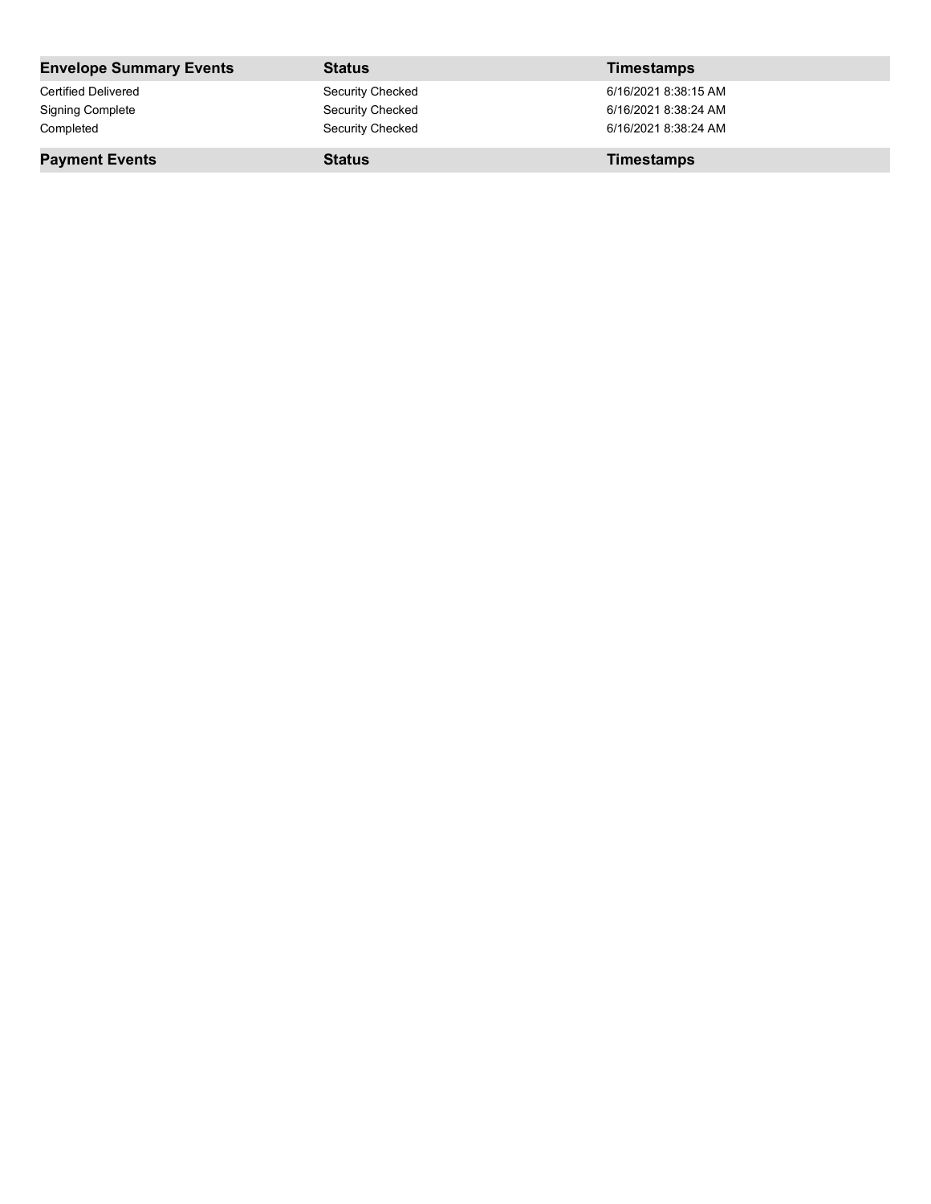| Envelope Summary Events | Status | Timestamps |
| --- | --- | --- |
| Certified Delivered | Security Checked | 6/16/2021 8:38:15 AM |
| Signing Complete | Security Checked | 6/16/2021 8:38:24 AM |
| Completed | Security Checked | 6/16/2021 8:38:24 AM |

| Payment Events | Status | Timestamps |
| --- | --- | --- |